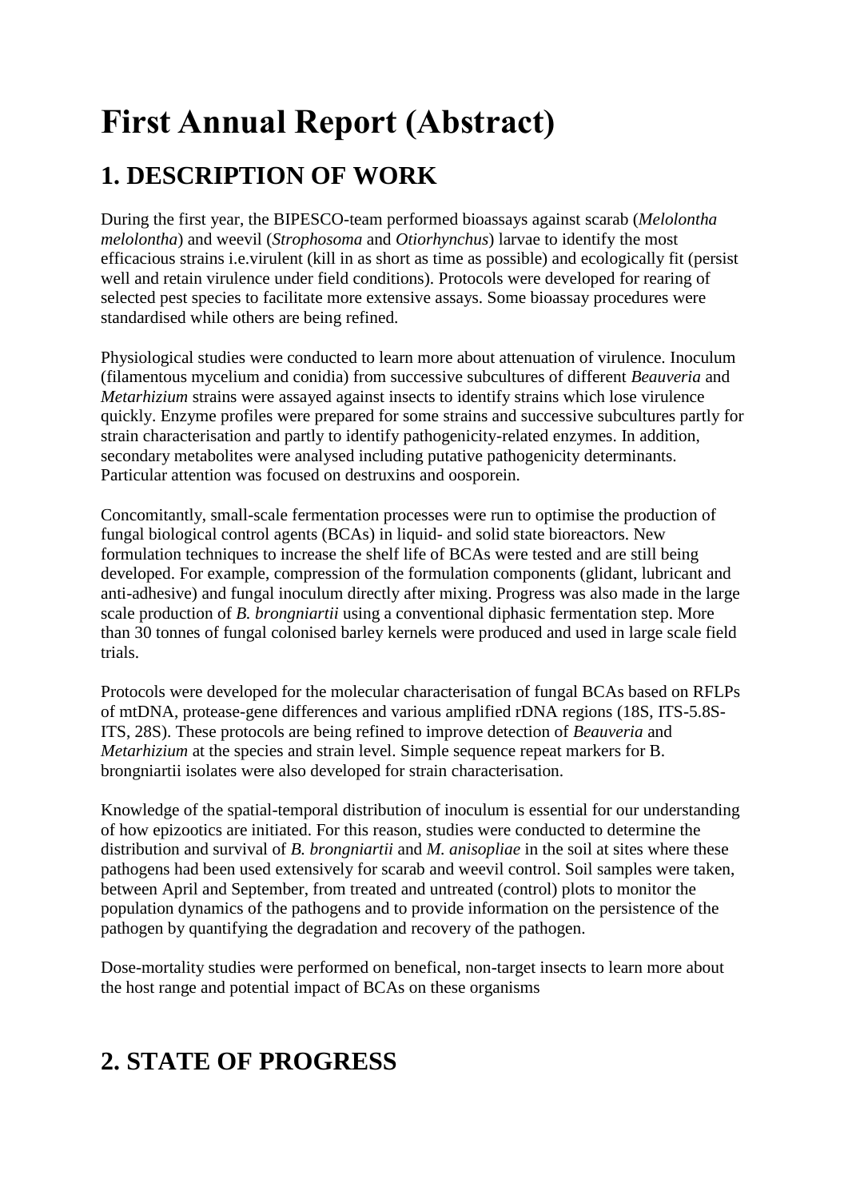# First Annual Report (Abstract)

## 1. DESCRIPTION OF WORK

During the first year, the BIPESCO-team performed bioassays against scarab (*Melolontha melolontha*) and weevil (*Strophosoma* and *Otiorhynchus*) larvae to identify the most efficacious strains i.e.virulent (kill in as short as time as possible) and ecologically fit (persist well and retain virulence under field conditions). Protocols were developed for rearing of selected pest species to facilitate more extensive assays. Some bioassay procedures were standardised while others are being refined.

Physiological studies were conducted to learn more about attenuation of virulence. Inoculum (filamentous mycelium and conidia) from successive subcultures of different *Beauveria* and *Metarhizium* strains were assayed against insects to identify strains which lose virulence quickly. Enzyme profiles were prepared for some strains and successive subcultures partly for strain characterisation and partly to identify pathogenicity-related enzymes. In addition, secondary metabolites were analysed including putative pathogenicity determinants. Particular attention was focused on destruxins and oosporein.

Concomitantly, small-scale fermentation processes were run to optimise the production of fungal biological control agents (BCAs) in liquid- and solid state bioreactors. New formulation techniques to increase the shelf life of BCAs were tested and are still being developed. For example, compression of the formulation components (glidant, lubricant and anti-adhesive) and fungal inoculum directly after mixing. Progress was also made in the large scale production of *B. brongniartii* using a conventional diphasic fermentation step. More than 30 tonnes of fungal colonised barley kernels were produced and used in large scale field trials.

Protocols were developed for the molecular characterisation of fungal BCAs based on RFLPs of mtDNA, protease-gene differences and various amplified rDNA regions (18S, ITS-5.8S-ITS, 28S). These protocols are being refined to improve detection of *Beauveria* and *Metarhizium* at the species and strain level. Simple sequence repeat markers for B. brongniartii isolates were also developed for strain characterisation.

Knowledge of the spatial-temporal distribution of inoculum is essential for our understanding of how epizootics are initiated. For this reason, studies were conducted to determine the distribution and survival of *B. brongniartii* and *M. anisopliae* in the soil at sites where these pathogens had been used extensively for scarab and weevil control. Soil samples were taken, between April and September, from treated and untreated (control) plots to monitor the population dynamics of the pathogens and to provide information on the persistence of the pathogen by quantifying the degradation and recovery of the pathogen.

Dose-mortality studies were performed on benefical, non-target insects to learn more about the host range and potential impact of BCAs on these organisms

## 2. STATE OF PROGRESS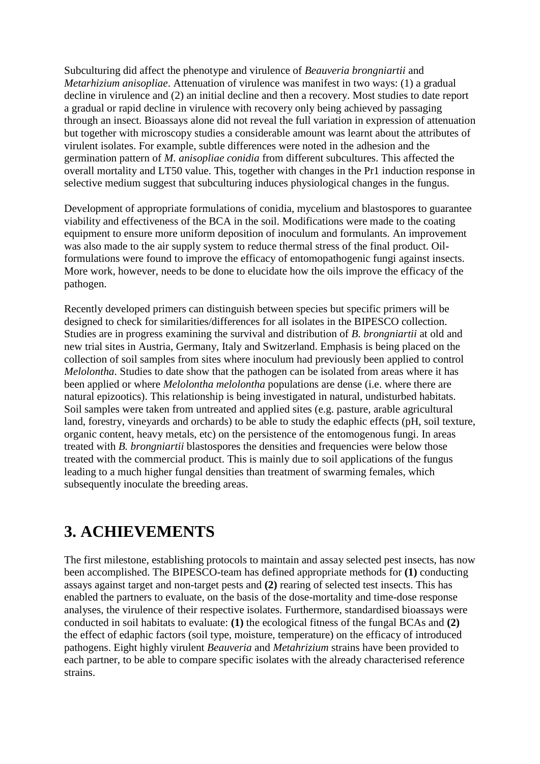Subculturing did affect the phenotype and virulence of *Beauveria brongniartii* and *Metarhizium anisopliae*. Attenuation of virulence was manifest in two ways: (1) a gradual decline in virulence and (2) an initial decline and then a recovery. Most studies to date report a gradual or rapid decline in virulence with recovery only being achieved by passaging through an insect. Bioassays alone did not reveal the full variation in expression of attenuation but together with microscopy studies a considerable amount was learnt about the attributes of virulent isolates. For example, subtle differences were noted in the adhesion and the germination pattern of *M. anisopliae conidia* from different subcultures. This affected the overall mortality and LT50 value. This, together with changes in the Pr1 induction response in selective medium suggest that subculturing induces physiological changes in the fungus.

Development of appropriate formulations of conidia, mycelium and blastospores to guarantee viability and effectiveness of the BCA in the soil. Modifications were made to the coating equipment to ensure more uniform deposition of inoculum and formulants. An improvement was also made to the air supply system to reduce thermal stress of the final product. Oil-formulations were found to improve the efficacy of entomopathogenic fungi against insects. More work, however, needs to be done to elucidate how the oils improve the efficacy of the pathogen.

Recently developed primers can distinguish between species but specific primers will be designed to check for similarities/differences for all isolates in the BIPESCO collection. Studies are in progress examining the survival and distribution of *B. brongniartii* at old and new trial sites in Austria, Germany, Italy and Switzerland. Emphasis is being placed on the collection of soil samples from sites where inoculum had previously been applied to control *Melolontha*. Studies to date show that the pathogen can be isolated from areas where it has been applied or where *Melolontha melolontha* populations are dense (i.e. where there are natural epizootics). This relationship is being investigated in natural, undisturbed habitats. Soil samples were taken from untreated and applied sites (e.g. pasture, arable agricultural land, forestry, vineyards and orchards) to be able to study the edaphic effects (pH, soil texture, organic content, heavy metals, etc) on the persistence of the entomogenous fungi. In areas treated with *B. brongniartii* blastospores the densities and frequencies were below those treated with the commercial product. This is mainly due to soil applications of the fungus leading to a much higher fungal densities than treatment of swarming females, which subsequently inoculate the breeding areas.

# 3. ACHIEVEMENTS

The first milestone, establishing protocols to maintain and assay selected pest insects, has now been accomplished. The BIPESCO-team has defined appropriate methods for **(1)** conducting assays against target and non-target pests and **(2)** rearing of selected test insects. This has enabled the partners to evaluate, on the basis of the dose-mortality and time-dose response analyses, the virulence of their respective isolates. Furthermore, standardised bioassays were conducted in soil habitats to evaluate: **(1)** the ecological fitness of the fungal BCAs and **(2)** the effect of edaphic factors (soil type, moisture, temperature) on the efficacy of introduced pathogens. Eight highly virulent *Beauveria* and *Metahrizium* strains have been provided to each partner, to be able to compare specific isolates with the already characterised reference strains.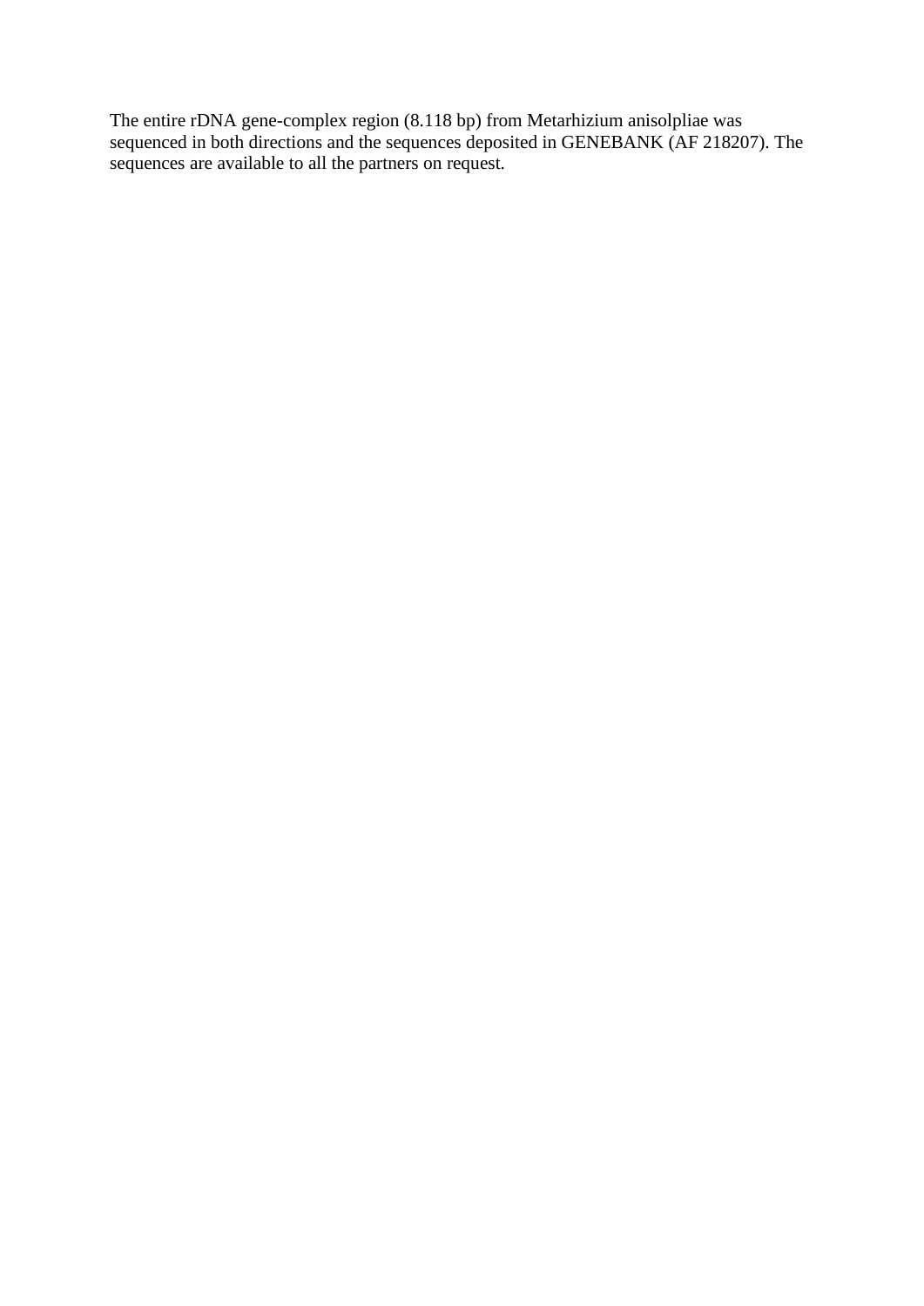The entire rDNA gene-complex region (8.118 bp) from Metarhizium anisolpliae was sequenced in both directions and the sequences deposited in GENEBANK (AF 218207). The sequences are available to all the partners on request.